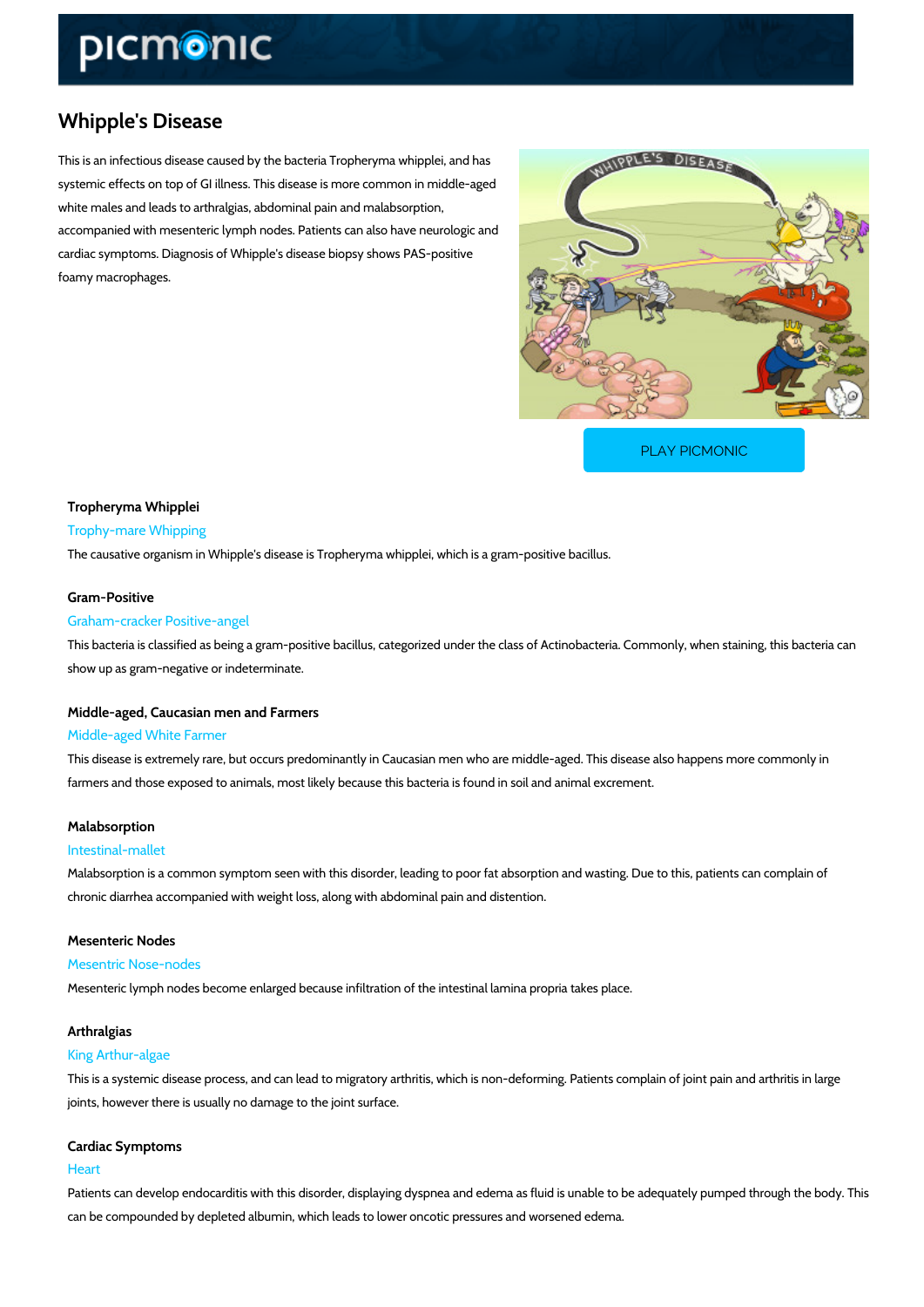# Whipple's Disease

This is an infectious disease caused by the bacteria Tropheryma whipplei, and has systemic effects on top of GI illness. This disease is more common in middle-aged white males and leads to arthralgias, abdominal pain and malabsorption, accompanied with mesenteric lymph nodes. Patients can also have neurologic and cardiac symptoms. Diagnosis of Whipple's disease biopsy shows PAS-positive foamy macrophages.

PLAY PICMONIC

### Tropheryma Whipplei

Trophy-mare Whipping

The causative organism in Whipple's disease is Tropheryma whipplei, which is a gram-positive bacillus.

### Gram-Positive

Graham-cracker Positive-angel

This bacteria is classified as being a gram-positive bacillus, categorized under the class of Actinobacteria. Commonly, when staining, this bacteria can show up as gram-negative or indeterminate.

### Middle-aged, Caucasian men and Farmers

Middle-aged White Farmer

This disease is extremely rare, but occurs predominantly in Caucasian men who are middle-aged. This disease also happens more commonly in farmers and those exposed to animals, most likely because this bacteria is found in soil and animal excrement.

### Malabsorption

Intestinal-mallet

Malabsorption is a common symptom seen with this disorder, leading to poor fat absorption and wasting. Due to this, patients can complain of chronic diarrhea accompanied with weight loss, along with abdominal pain and distention.

### Mesenteric Nodes

Mesentric Nose-nodes

Mesenteric lymph nodes become enlarged because infiltration of the intestinal lamina propria takes place.

### Arthralgias

King Arthur-algae

This is a systemic disease process, and can lead to migratory arthritis, which is non-deforming. Patients complain of joint pain and arthritis in large joints, however there is usually no damage to the joint surface.

### Cardiac Symptoms

Heart

Patients can develop endocarditis with this disorder, displaying dyspnea and edema as fluid is unable to be adequately pumped through the body. This can be compounded by depleted albumin, which leads to lower oncotic pressures and worsened edema.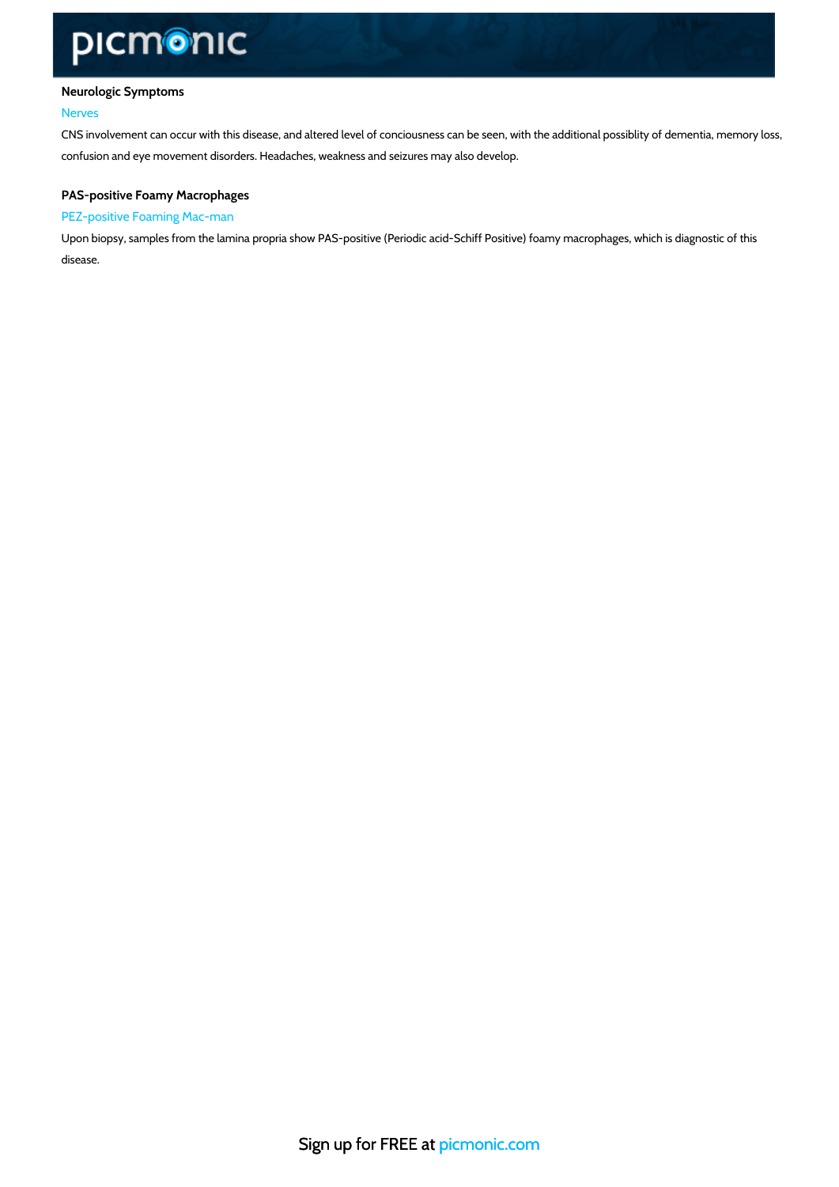**Neurologic Symptoms**

Nerves

CNS involvement can occur with this disease, and altered level of conciousness can be seen, with the additional possiblity of dementia, memory loss, confusion and eye movement disorders. Headaches, weakness and seizures may also develop.

**PAS-positive Foamy Macrophages**

PEZ-positive Foaming Mac-man

Upon biopsy, samples from the lamina propria show PAS-positive (Periodic acid-Schiff Positive) foamy macrophages, which is diagnostic of this disease.